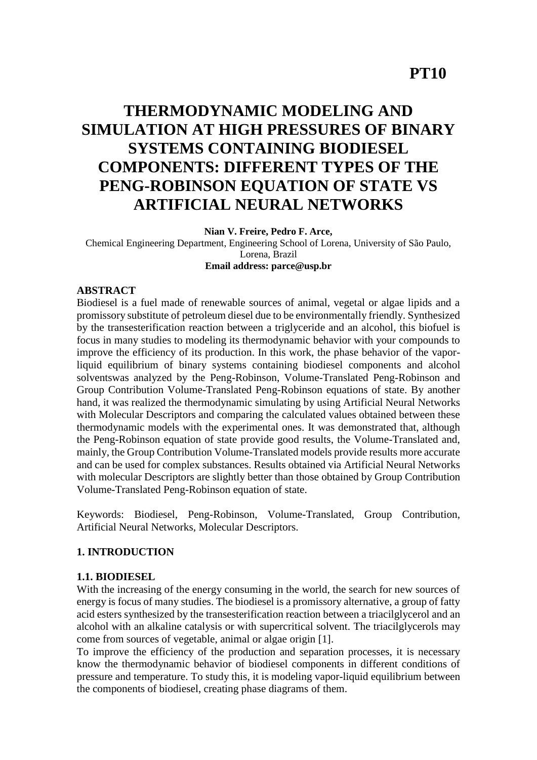**PT10**

# THERMODYNAMIC MODELING AND SIMULATION AT HIGH PRESSURES OF BINARY SYSTEMS CONTAINING BIODIESEL COMPONENTS: DIFFERENT TYPES OF THE PENG-ROBINSON EQUATION OF STATE VS ARTIFICIAL NEURAL NETWORKS

**Nian V. Freire, Pedro F. Arce,**

Chemical Engineering Department, Engineering School of Lorena, University of São Paulo, Lorena, Brazil

**Email address: parce@usp.br**

## ABSTRACT

Biodiesel is a fuel made of renewable sources of animal, vegetal or algae lipids and a promissory substitute of petroleum diesel due to be environmentally friendly. Synthesized by the transesterification reaction between a triglyceride and an alcohol, this biofuel is focus in many studies to modeling its thermodynamic behavior with your compounds to improve the efficiency of its production. In this work, the phase behavior of the vapor-liquid equilibrium of binary systems containing biodiesel components and alcohol solventswas analyzed by the Peng-Robinson, Volume-Translated Peng-Robinson and Group Contribution Volume-Translated Peng-Robinson equations of state. By another hand, it was realized the thermodynamic simulating by using Artificial Neural Networks with Molecular Descriptors and comparing the calculated values obtained between these thermodynamic models with the experimental ones. It was demonstrated that, although the Peng-Robinson equation of state provide good results, the Volume-Translated and, mainly, the Group Contribution Volume-Translated models provide results more accurate and can be used for complex substances. Results obtained via Artificial Neural Networks with molecular Descriptors are slightly better than those obtained by Group Contribution Volume-Translated Peng-Robinson equation of state.

Keywords: Biodiesel, Peng-Robinson, Volume-Translated, Group Contribution, Artificial Neural Networks, Molecular Descriptors.

## 1. INTRODUCTION

### 1.1. BIODIESEL

With the increasing of the energy consuming in the world, the search for new sources of energy is focus of many studies. The biodiesel is a promissory alternative, a group of fatty acid esters synthesized by the transesterification reaction between a triacilglycerol and an alcohol with an alkaline catalysis or with supercritical solvent. The triacilglycerols may come from sources of vegetable, animal or algae origin [1].

To improve the efficiency of the production and separation processes, it is necessary know the thermodynamic behavior of biodiesel components in different conditions of pressure and temperature. To study this, it is modeling vapor-liquid equilibrium between the components of biodiesel, creating phase diagrams of them.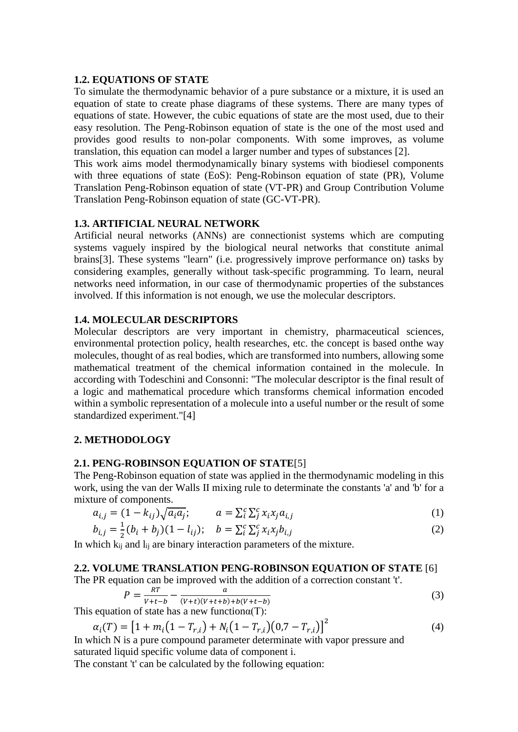### 1.2. EQUATIONS OF STATE

To simulate the thermodynamic behavior of a pure substance or a mixture, it is used an equation of state to create phase diagrams of these systems. There are many types of equations of state. However, the cubic equations of state are the most used, due to their easy resolution. The Peng-Robinson equation of state is the one of the most used and provides good results to non-polar components. With some improves, as volume translation, this equation can model a larger number and types of substances [2].

This work aims model thermodynamically binary systems with biodiesel components with three equations of state (EoS): Peng-Robinson equation of state (PR), Volume Translation Peng-Robinson equation of state (VT-PR) and Group Contribution Volume Translation Peng-Robinson equation of state (GC-VT-PR).

### 1.3. ARTIFICIAL NEURAL NETWORK

Artificial neural networks (ANNs) are connectionist systems which are computing systems vaguely inspired by the biological neural networks that constitute animal brains[3]. These systems "learn" (i.e. progressively improve performance on) tasks by considering examples, generally without task-specific programming. To learn, neural networks need information, in our case of thermodynamic properties of the substances involved. If this information is not enough, we use the molecular descriptors.

### 1.4. MOLECULAR DESCRIPTORS

Molecular descriptors are very important in chemistry, pharmaceutical sciences, environmental protection policy, health researches, etc. the concept is based onthe way molecules, thought of as real bodies, which are transformed into numbers, allowing some mathematical treatment of the chemical information contained in the molecule. In according with Todeschini and Consonni: "The molecular descriptor is the final result of a logic and mathematical procedure which transforms chemical information encoded within a symbolic representation of a molecule into a useful number or the result of some standardized experiment."[4]

## 2. METHODOLOGY

### 2.1. PENG-ROBINSON EQUATION OF STATE[5]

The Peng-Robinson equation of state was applied in the thermodynamic modeling in this work, using the van der Walls II mixing rule to determinate the constants 'a' and 'b' for a mixture of components.

$$a_{i,j} = (1 - k_{ij})\sqrt{a_i a_j}; \qquad a = \sum_i^c \sum_j^c x_i x_j a_{i,j} \tag{1}$$

$$b_{i,j} = \frac{1}{2}(b_i + b_j)(1 - l_{ij}); \quad b = \sum_i^c \sum_j^c x_i x_j b_{i,j} \tag{2}$$

In which $k_{ij}$ and $l_{ij}$ are binary interaction parameters of the mixture.

### 2.2. VOLUME TRANSLATION PENG-ROBINSON EQUATION OF STATE [6]

The PR equation can be improved with the addition of a correction constant 't'.

$$P = \frac{RT}{V + t - b} - \frac{a}{(V + t)(V + t + b) + b(V + t - b)} \tag{3}$$

This equation of state has a new function$\alpha(T)$:

$$\alpha_i(T) = \left[1 + m_i\left(1 - T_{r,i}\right) + N_i\left(1 - T_{r,i}\right)\left(0{,}7 - T_{r,i}\right)\right]^2 \tag{4}$$

In which N is a pure compound parameter determinate with vapor pressure and saturated liquid specific volume data of component i.

The constant 't' can be calculated by the following equation: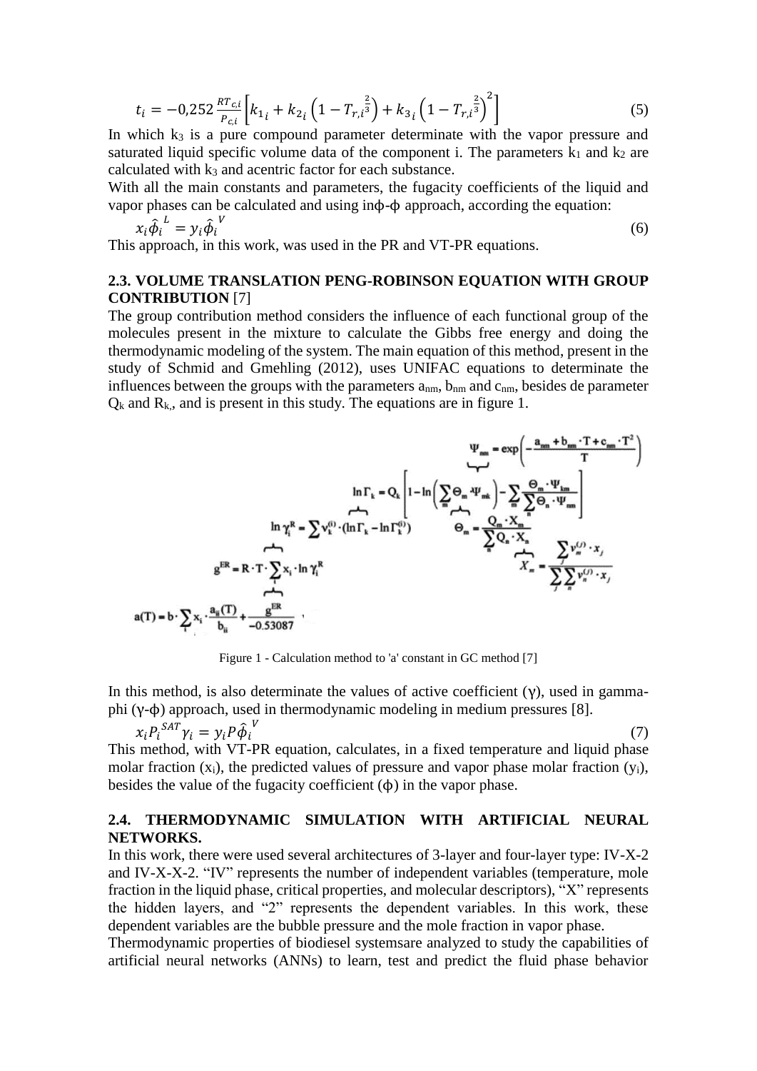$$t_i = -0{,}252\,\frac{RT_{c,i}}{P_{c,i}}\left[k_{1_i} + k_{2_i}\left(1 - T_{r,i}^{\frac{2}{3}}\right) + k_{3_i}\left(1 - T_{r,i}^{\frac{2}{3}}\right)^2\right] \tag{5}$$

In which $k_3$ is a pure compound parameter determinate with the vapor pressure and saturated liquid specific volume data of the component i. The parameters $k_1$ and $k_2$ are calculated with $k_3$ and acentric factor for each substance.

With all the main constants and parameters, the fugacity coefficients of the liquid and vapor phases can be calculated and using inϕ-ϕ approach, according the equation:

$$x_i\hat{\phi}_i^{\,L} = y_i\hat{\phi}_i^{\,V} \tag{6}$$

This approach, in this work, was used in the PR and VT-PR equations.

## 2.3. VOLUME TRANSLATION PENG-ROBINSON EQUATION WITH GROUP CONTRIBUTION [7]

The group contribution method considers the influence of each functional group of the molecules present in the mixture to calculate the Gibbs free energy and doing the thermodynamic modeling of the system. The main equation of this method, present in the study of Schmid and Gmehling (2012), uses UNIFAC equations to determinate the influences between the groups with the parameters $a_{nm}$, $b_{nm}$ and $c_{nm}$, besides de parameter $Q_k$ and $R_k$, and is present in this study. The equations are in figure 1.

$$\Psi_{nm} = \exp\left(-\frac{a_{nm} + b_{nm}\cdot T + c_{nm}\cdot T^2}{T}\right)$$

$$\ln\Gamma_k = Q_k\left[1 - \ln\left(\sum_m \Theta_m \cdot \Psi_{mk}\right) - \sum_m \frac{\Theta_m \cdot \Psi_{km}}{\sum_n \Theta_n \cdot \Psi_{nm}}\right]$$

$$\ln\gamma_i^R = \sum \nu_k^{(i)} \cdot \left(\ln\Gamma_k - \ln\Gamma_k^{(i)}\right) \qquad \Theta_m = \frac{Q_m \cdot X_m}{\sum_n Q_n \cdot X_n}$$

$$g^{ER} = R \cdot T \cdot \sum_i x_i \cdot \ln\gamma_i^R \qquad X_m = \frac{\sum_j \nu_m^{(j)} \cdot x_j}{\sum_j \sum_n \nu_n^{(j)} \cdot x_j}$$

$$a(T) = b \cdot \sum_i x_i \cdot \frac{a_{ii}(T)}{b_{ii}} + \frac{g^{ER}}{-0.53087}$$

Figure 1 - Calculation method to 'a' constant in GC method [7]

In this method, is also determinate the values of active coefficient (γ), used in gamma-phi (γ-ϕ) approach, used in thermodynamic modeling in medium pressures [8].

$$x_i P_i^{SAT}\gamma_i = y_i P\hat{\phi}_i^{\,V} \tag{7}$$

This method, with VT-PR equation, calculates, in a fixed temperature and liquid phase molar fraction ($x_i$), the predicted values of pressure and vapor phase molar fraction ($y_i$), besides the value of the fugacity coefficient (ϕ) in the vapor phase.

## 2.4. THERMODYNAMIC SIMULATION WITH ARTIFICIAL NEURAL NETWORKS.

In this work, there were used several architectures of 3-layer and four-layer type: IV-X-2 and IV-X-X-2. "IV" represents the number of independent variables (temperature, mole fraction in the liquid phase, critical properties, and molecular descriptors), "X" represents the hidden layers, and "2" represents the dependent variables. In this work, these dependent variables are the bubble pressure and the mole fraction in vapor phase.

Thermodynamic properties of biodiesel systemsare analyzed to study the capabilities of artificial neural networks (ANNs) to learn, test and predict the fluid phase behavior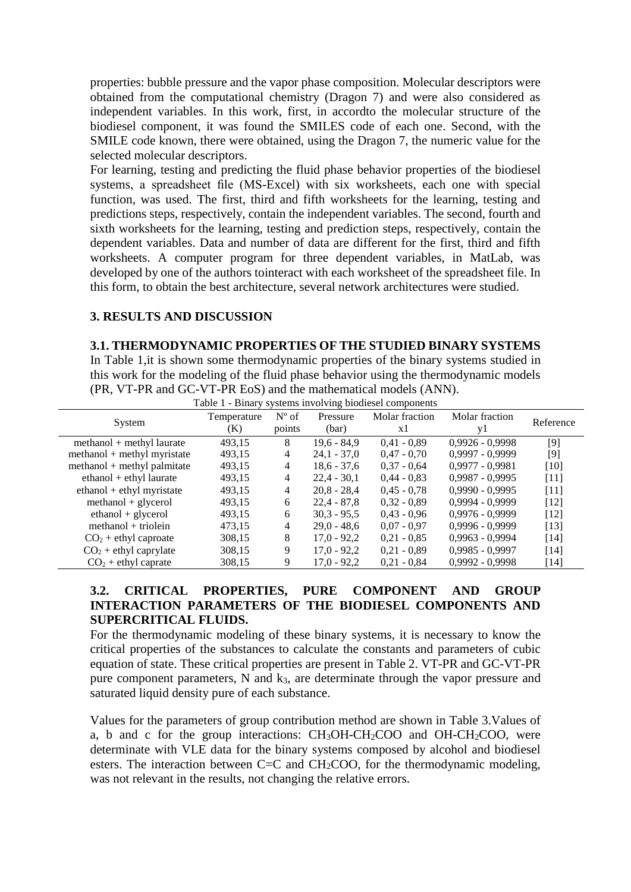properties: bubble pressure and the vapor phase composition. Molecular descriptors were obtained from the computational chemistry (Dragon 7) and were also considered as independent variables. In this work, first, in accordto the molecular structure of the biodiesel component, it was found the SMILES code of each one. Second, with the SMILE code known, there were obtained, using the Dragon 7, the numeric value for the selected molecular descriptors.

For learning, testing and predicting the fluid phase behavior properties of the biodiesel systems, a spreadsheet file (MS-Excel) with six worksheets, each one with special function, was used. The first, third and fifth worksheets for the learning, testing and predictions steps, respectively, contain the independent variables. The second, fourth and sixth worksheets for the learning, testing and prediction steps, respectively, contain the dependent variables. Data and number of data are different for the first, third and fifth worksheets. A computer program for three dependent variables, in MatLab, was developed by one of the authors tointeract with each worksheet of the spreadsheet file. In this form, to obtain the best architecture, several network architectures were studied.

## 3. RESULTS AND DISCUSSION

### 3.1. THERMODYNAMIC PROPERTIES OF THE STUDIED BINARY SYSTEMS

In Table 1,it is shown some thermodynamic properties of the binary systems studied in this work for the modeling of the fluid phase behavior using the thermodynamic models (PR, VT-PR and GC-VT-PR EoS) and the mathematical models (ANN).

Table 1 - Binary systems involving biodiesel components

| System | Temperature (K) | Nº of points | Pressure (bar) | Molar fraction x1 | Molar fraction y1 | Reference |
|---|---|---|---|---|---|---|
| methanol + methyl laurate | 493,15 | 8 | 19,6 - 84,9 | 0,41 - 0,89 | 0,9926 - 0,9998 | [9] |
| methanol + methyl myristate | 493,15 | 4 | 24,1 - 37,0 | 0,47 - 0,70 | 0,9997 - 0,9999 | [9] |
| methanol + methyl palmitate | 493,15 | 4 | 18,6 - 37,6 | 0,37 - 0,64 | 0,9977 - 0,9981 | [10] |
| ethanol + ethyl laurate | 493,15 | 4 | 22,4 - 30,1 | 0,44 - 0,83 | 0,9987 - 0,9995 | [11] |
| ethanol + ethyl myristate | 493,15 | 4 | 20,8 - 28,4 | 0,45 - 0,78 | 0,9990 - 0,9995 | [11] |
| methanol + glycerol | 493,15 | 6 | 22,4 - 87,8 | 0,32 - 0,89 | 0,9994 - 0,9999 | [12] |
| ethanol + glycerol | 493,15 | 6 | 30,3 - 95,5 | 0,43 - 0,96 | 0,9976 - 0,9999 | [12] |
| methanol + triolein | 473,15 | 4 | 29,0 - 48,6 | 0,07 - 0,97 | 0,9996 - 0,9999 | [13] |
| $CO_2$ + ethyl caproate | 308,15 | 8 | 17,0 - 92,2 | 0,21 - 0,85 | 0,9963 - 0,9994 | [14] |
| $CO_2$ + ethyl caprylate | 308,15 | 9 | 17,0 - 92,2 | 0,21 - 0,89 | 0,9985 - 0,9997 | [14] |
| $CO_2$ + ethyl caprate | 308,15 | 9 | 17,0 - 92,2 | 0,21 - 0,84 | 0,9992 - 0,9998 | [14] |

### 3.2. CRITICAL PROPERTIES, PURE COMPONENT AND GROUP INTERACTION PARAMETERS OF THE BIODIESEL COMPONENTS AND SUPERCRITICAL FLUIDS.

For the thermodynamic modeling of these binary systems, it is necessary to know the critical properties of the substances to calculate the constants and parameters of cubic equation of state. These critical properties are present in Table 2. VT-PR and GC-VT-PR pure component parameters, N and $k_3$, are determinate through the vapor pressure and saturated liquid density pure of each substance.

Values for the parameters of group contribution method are shown in Table 3.Values of a, b and c for the group interactions: $CH_3OH$-$CH_2COO$ and OH-$CH_2COO$, were determinate with VLE data for the binary systems composed by alcohol and biodiesel esters. The interaction between C=C and $CH_2COO$, for the thermodynamic modeling, was not relevant in the results, not changing the relative errors.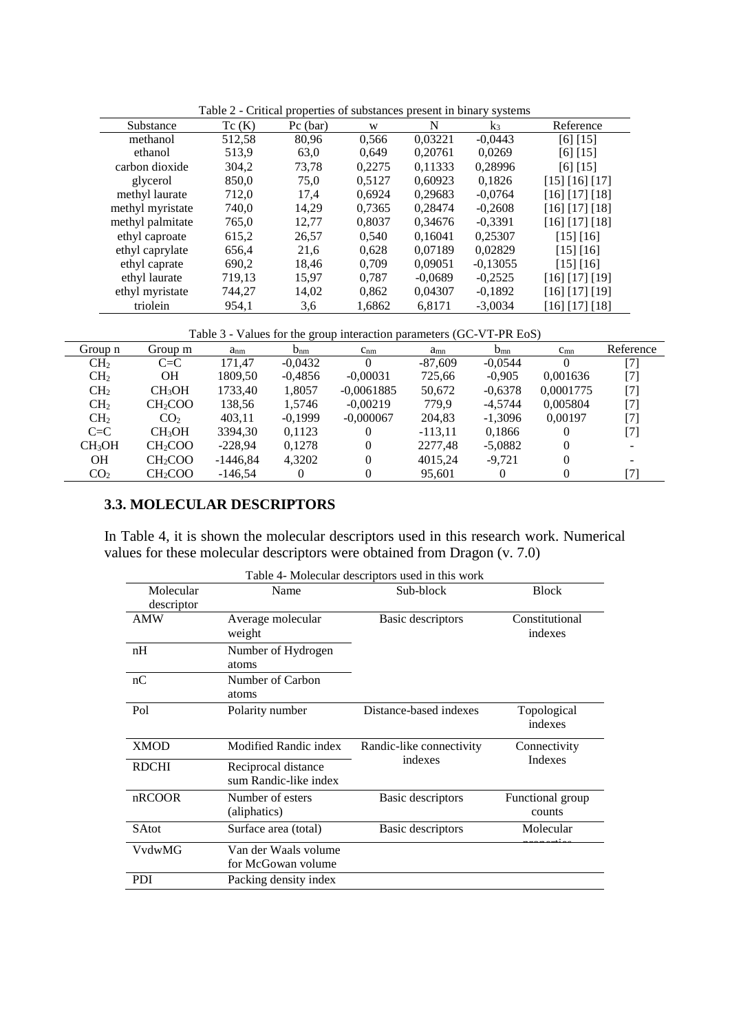Table 2 - Critical properties of substances present in binary systems

| Substance | Tc (K) | Pc (bar) | w | N | $k_3$ | Reference |
|---|---|---|---|---|---|---|
| methanol | 512,58 | 80,96 | 0,566 | 0,03221 | -0,0443 | [6] [15] |
| ethanol | 513,9 | 63,0 | 0,649 | 0,20761 | 0,0269 | [6] [15] |
| carbon dioxide | 304,2 | 73,78 | 0,2275 | 0,11333 | 0,28996 | [6] [15] |
| glycerol | 850,0 | 75,0 | 0,5127 | 0,60923 | 0,1826 | [15] [16] [17] |
| methyl laurate | 712,0 | 17,4 | 0,6924 | 0,29683 | -0,0764 | [16] [17] [18] |
| methyl myristate | 740,0 | 14,29 | 0,7365 | 0,28474 | -0,2608 | [16] [17] [18] |
| methyl palmitate | 765,0 | 12,77 | 0,8037 | 0,34676 | -0,3391 | [16] [17] [18] |
| ethyl caproate | 615,2 | 26,57 | 0,540 | 0,16041 | 0,25307 | [15] [16] |
| ethyl caprylate | 656,4 | 21,6 | 0,628 | 0,07189 | 0,02829 | [15] [16] |
| ethyl caprate | 690,2 | 18,46 | 0,709 | 0,09051 | -0,13055 | [15] [16] |
| ethyl laurate | 719,13 | 15,97 | 0,787 | -0,0689 | -0,2525 | [16] [17] [19] |
| ethyl myristate | 744,27 | 14,02 | 0,862 | 0,04307 | -0,1892 | [16] [17] [19] |
| triolein | 954,1 | 3,6 | 1,6862 | 6,8171 | -3,0034 | [16] [17] [18] |

Table 3 - Values for the group interaction parameters (GC-VT-PR EoS)

| Group n | Group m | $a_{nm}$ | $b_{nm}$ | $c_{nm}$ | $a_{mn}$ | $b_{mn}$ | $c_{mn}$ | Reference |
|---|---|---|---|---|---|---|---|---|
| $CH_2$ | C=C | 171,47 | -0,0432 | 0 | -87,609 | -0,0544 | 0 | [7] |
| $CH_2$ | OH | 1809,50 | -0,4856 | -0,00031 | 725,66 | -0,905 | 0,001636 | [7] |
| $CH_2$ | $CH_3OH$ | 1733,40 | 1,8057 | -0,0061885 | 50,672 | -0,6378 | 0,0001775 | [7] |
| $CH_2$ | $CH_2COO$ | 138,56 | 1,5746 | -0,00219 | 779,9 | -4,5744 | 0,005804 | [7] |
| $CH_2$ | $CO_2$ | 403,11 | -0,1999 | -0,000067 | 204,83 | -1,3096 | 0,00197 | [7] |
| C=C | $CH_3OH$ | 3394,30 | 0,1123 | 0 | -113,11 | 0,1866 | 0 | [7] |
| $CH_3OH$ | $CH_2COO$ | -228,94 | 0,1278 | 0 | 2277,48 | -5,0882 | 0 | - |
| OH | $CH_2COO$ | -1446,84 | 4,3202 | 0 | 4015,24 | -9,721 | 0 | - |
| $CO_2$ | $CH_2COO$ | -146,54 | 0 | 0 | 95,601 | 0 | 0 | [7] |

### 3.3. MOLECULAR DESCRIPTORS

In Table 4, it is shown the molecular descriptors used in this research work. Numerical values for these molecular descriptors were obtained from Dragon (v. 7.0)

Table 4- Molecular descriptors used in this work

| Molecular descriptor | Name | Sub-block | Block |
|---|---|---|---|
| AMW | Average molecular weight | Basic descriptors | Constitutional indexes |
| nH | Number of Hydrogen atoms | | |
| nC | Number of Carbon atoms | | |
| Pol | Polarity number | Distance-based indexes | Topological indexes |
| XMOD | Modified Randic index | Randic-like connectivity indexes | Connectivity Indexes |
| RDCHI | Reciprocal distance sum Randic-like index | | |
| nRCOOR | Number of esters (aliphatics) | Basic descriptors | Functional group counts |
| SAtot | Surface area (total) | Basic descriptors | Molecular properties |
| VvdwMG | Van der Waals volume for McGowan volume | | |
| PDI | Packing density index | | |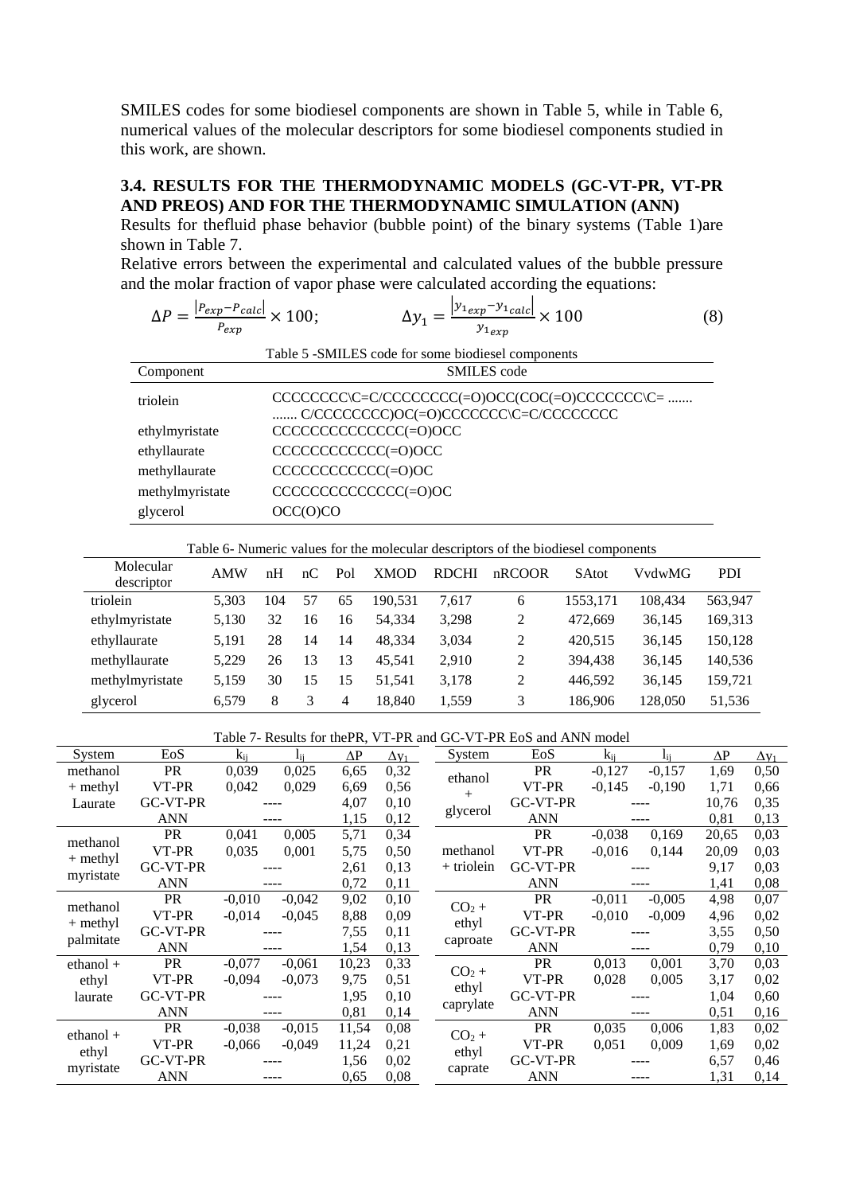SMILES codes for some biodiesel components are shown in Table 5, while in Table 6, numerical values of the molecular descriptors for some biodiesel components studied in this work, are shown.

### 3.4. RESULTS FOR THE THERMODYNAMIC MODELS (GC-VT-PR, VT-PR AND PREOS) AND FOR THE THERMODYNAMIC SIMULATION (ANN)

Results for thefluid phase behavior (bubble point) of the binary systems (Table 1)are shown in Table 7.

Relative errors between the experimental and calculated values of the bubble pressure and the molar fraction of vapor phase were calculated according the equations:

$$\Delta P = \frac{|P_{exp} - P_{calc}|}{P_{exp}} \times 100; \qquad \Delta y_1 = \frac{|y_{1exp} - y_{1calc}|}{y_{1exp}} \times 100 \tag{8}$$

Table 5 -SMILES code for some biodiesel components

| Component | SMILES code |
|---|---|
| triolein | CCCCCCCC\C=C/CCCCCCCC(=O)OCC(COC(=O)CCCCCCC\C= ....... ....... C/CCCCCCCC)OC(=O)CCCCCCC\C=C/CCCCCCCC |
| ethylmyristate | CCCCCCCCCCCCCC(=O)OCC |
| ethyllaurate | CCCCCCCCCCCC(=O)OCC |
| methyllaurate | CCCCCCCCCCCC(=O)OC |
| methylmyristate | CCCCCCCCCCCCCC(=O)OC |
| glycerol | OCC(O)CO |

Table 6- Numeric values for the molecular descriptors of the biodiesel components

| Molecular descriptor | AMW | nH | nC | Pol | XMOD | RDCHI | nRCOOR | SAtot | VvdwMG | PDI |
|---|---|---|---|---|---|---|---|---|---|---|
| triolein | 5,303 | 104 | 57 | 65 | 190,531 | 7,617 | 6 | 1553,171 | 108,434 | 563,947 |
| ethylmyristate | 5,130 | 32 | 16 | 16 | 54,334 | 3,298 | 2 | 472,669 | 36,145 | 169,313 |
| ethyllaurate | 5,191 | 28 | 14 | 14 | 48,334 | 3,034 | 2 | 420,515 | 36,145 | 150,128 |
| methyllaurate | 5,229 | 26 | 13 | 13 | 45,541 | 2,910 | 2 | 394,438 | 36,145 | 140,536 |
| methylmyristate | 5,159 | 30 | 15 | 15 | 51,541 | 3,178 | 2 | 446,592 | 36,145 | 159,721 |
| glycerol | 6,579 | 8 | 3 | 4 | 18,840 | 1,559 | 3 | 186,906 | 128,050 | 51,536 |

Table 7- Results for thePR, VT-PR and GC-VT-PR EoS and ANN model

| System | EoS | $k_{ij}$ | $l_{ij}$ | $\Delta P$ | $\Delta y_1$ | System | EoS | $k_{ij}$ | $l_{ij}$ | $\Delta P$ | $\Delta y_1$ |
|---|---|---|---|---|---|---|---|---|---|---|---|
| methanol + methyl Laurate | PR | 0,039 | 0,025 | 6,65 | 0,32 | ethanol + glycerol | PR | -0,127 | -0,157 | 1,69 | 0,50 |
| | VT-PR | 0,042 | 0,029 | 6,69 | 0,56 | | VT-PR | -0,145 | -0,190 | 1,71 | 0,66 |
| | GC-VT-PR | ---- | | 4,07 | 0,10 | | GC-VT-PR | ---- | | 10,76 | 0,35 |
| | ANN | ---- | | 1,15 | 0,12 | | ANN | ---- | | 0,81 | 0,13 |
| methanol + methyl myristate | PR | 0,041 | 0,005 | 5,71 | 0,34 | methanol + triolein | PR | -0,038 | 0,169 | 20,65 | 0,03 |
| | VT-PR | 0,035 | 0,001 | 5,75 | 0,50 | | VT-PR | -0,016 | 0,144 | 20,09 | 0,03 |
| | GC-VT-PR | ---- | | 2,61 | 0,13 | | GC-VT-PR | ---- | | 9,17 | 0,03 |
| | ANN | ---- | | 0,72 | 0,11 | | ANN | ---- | | 1,41 | 0,08 |
| methanol + methyl palmitate | PR | -0,010 | -0,042 | 9,02 | 0,10 | $CO_2$ + ethyl caproate | PR | -0,011 | -0,005 | 4,98 | 0,07 |
| | VT-PR | -0,014 | -0,045 | 8,88 | 0,09 | | VT-PR | -0,010 | -0,009 | 4,96 | 0,02 |
| | GC-VT-PR | ---- | | 7,55 | 0,11 | | GC-VT-PR | ---- | | 3,55 | 0,50 |
| | ANN | ---- | | 1,54 | 0,13 | | ANN | ---- | | 0,79 | 0,10 |
| ethanol + ethyl laurate | PR | -0,077 | -0,061 | 10,23 | 0,33 | $CO_2$ + ethyl caprylate | PR | 0,013 | 0,001 | 3,70 | 0,03 |
| | VT-PR | -0,094 | -0,073 | 9,75 | 0,51 | | VT-PR | 0,028 | 0,005 | 3,17 | 0,02 |
| | GC-VT-PR | ---- | | 1,95 | 0,10 | | GC-VT-PR | ---- | | 1,04 | 0,60 |
| | ANN | ---- | | 0,81 | 0,14 | | ANN | ---- | | 0,51 | 0,16 |
| ethanol + ethyl myristate | PR | -0,038 | -0,015 | 11,54 | 0,08 | $CO_2$ + ethyl caprate | PR | 0,035 | 0,006 | 1,83 | 0,02 |
| | VT-PR | -0,066 | -0,049 | 11,24 | 0,21 | | VT-PR | 0,051 | 0,009 | 1,69 | 0,02 |
| | GC-VT-PR | ---- | | 1,56 | 0,02 | | GC-VT-PR | ---- | | 6,57 | 0,46 |
| | ANN | ---- | | 0,65 | 0,08 | | ANN | ---- | | 1,31 | 0,14 |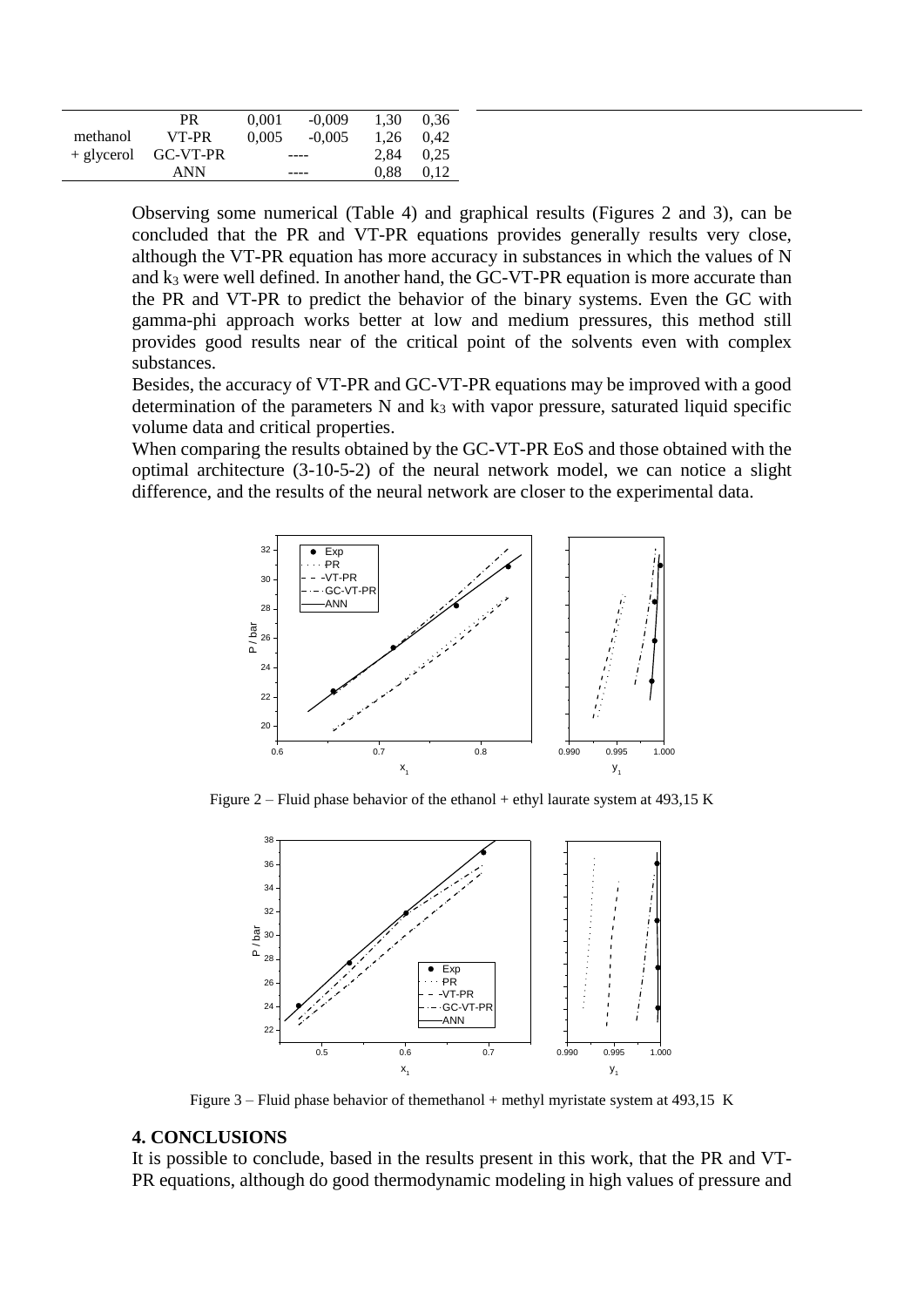|  |  |  |  |  |  |
|---|---|---|---|---|---|
| methanol + glycerol | PR | 0,001 | -0,009 | 1,30 | 0,36 |
|  | VT-PR | 0,005 | -0,005 | 1,26 | 0,42 |
|  | GC-VT-PR | ---- |  | 2,84 | 0,25 |
|  | ANN | ---- |  | 0,88 | 0,12 |

Observing some numerical (Table 4) and graphical results (Figures 2 and 3), can be concluded that the PR and VT-PR equations provides generally results very close, although the VT-PR equation has more accuracy in substances in which the values of N and $k_3$ were well defined. In another hand, the GC-VT-PR equation is more accurate than the PR and VT-PR to predict the behavior of the binary systems. Even the GC with gamma-phi approach works better at low and medium pressures, this method still provides good results near of the critical point of the solvents even with complex substances.

Besides, the accuracy of VT-PR and GC-VT-PR equations may be improved with a good determination of the parameters N and $k_3$ with vapor pressure, saturated liquid specific volume data and critical properties.

When comparing the results obtained by the GC-VT-PR EoS and those obtained with the optimal architecture (3-10-5-2) of the neural network model, we can notice a slight difference, and the results of the neural network are closer to the experimental data.

Figure 2 – Fluid phase behavior of the ethanol + ethyl laurate system at 493,15 K

Figure 3 – Fluid phase behavior of themethanol + methyl myristate system at 493,15 K

## 4. CONCLUSIONS

It is possible to conclude, based in the results present in this work, that the PR and VT-PR equations, although do good thermodynamic modeling in high values of pressure and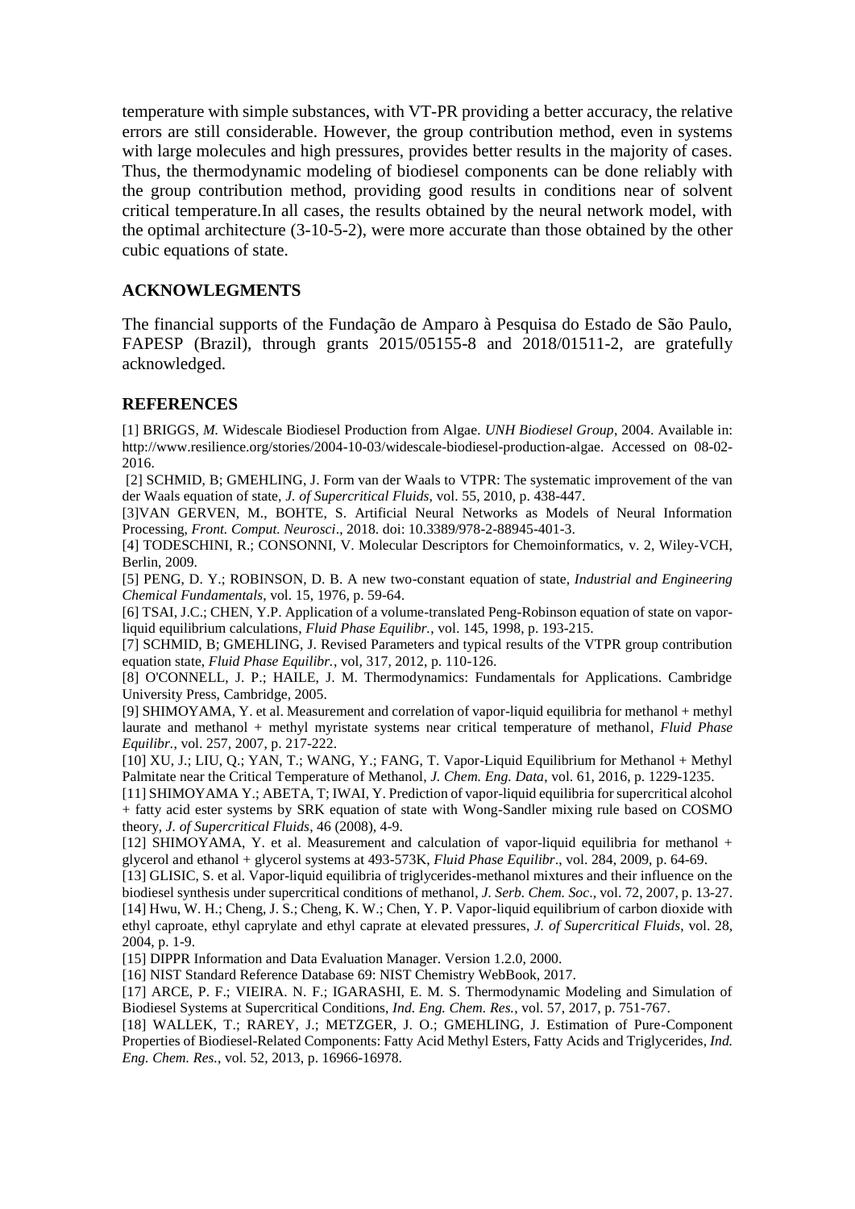temperature with simple substances, with VT-PR providing a better accuracy, the relative errors are still considerable. However, the group contribution method, even in systems with large molecules and high pressures, provides better results in the majority of cases. Thus, the thermodynamic modeling of biodiesel components can be done reliably with the group contribution method, providing good results in conditions near of solvent critical temperature.In all cases, the results obtained by the neural network model, with the optimal architecture (3-10-5-2), were more accurate than those obtained by the other cubic equations of state.

## ACKNOWLEGMENTS

The financial supports of the Fundação de Amparo à Pesquisa do Estado de São Paulo, FAPESP (Brazil), through grants 2015/05155-8 and 2018/01511-2, are gratefully acknowledged.

## REFERENCES

[1] BRIGGS, *M.* Widescale Biodiesel Production from Algae. *UNH Biodiesel Group*, 2004. Available in: http://www.resilience.org/stories/2004-10-03/widescale-biodiesel-production-algae. Accessed on 08-02-2016.

[2] SCHMID, B; GMEHLING, J. Form van der Waals to VTPR: The systematic improvement of the van der Waals equation of state, *J. of Supercritical Fluids*, vol. 55, 2010, p. 438-447.

[3]VAN GERVEN, M., BOHTE, S. Artificial Neural Networks as Models of Neural Information Processing, *Front. Comput. Neurosci*., 2018. doi: 10.3389/978-2-88945-401-3.

[4] TODESCHINI, R.; CONSONNI, V. Molecular Descriptors for Chemoinformatics, v. 2, Wiley-VCH, Berlin, 2009.

[5] PENG, D. Y.; ROBINSON, D. B. A new two-constant equation of state, *Industrial and Engineering Chemical Fundamentals*, vol. 15, 1976, p. 59-64.

[6] TSAI, J.C.; CHEN, Y.P. Application of a volume-translated Peng-Robinson equation of state on vapor-liquid equilibrium calculations, *Fluid Phase Equilibr.*, vol. 145, 1998, p. 193-215.

[7] SCHMID, B; GMEHLING, J. Revised Parameters and typical results of the VTPR group contribution equation state, *Fluid Phase Equilibr.*, vol, 317, 2012, p. 110-126.

[8] O'CONNELL, J. P.; HAILE, J. M. Thermodynamics: Fundamentals for Applications. Cambridge University Press, Cambridge, 2005.

[9] SHIMOYAMA, Y. et al. Measurement and correlation of vapor-liquid equilibria for methanol + methyl laurate and methanol + methyl myristate systems near critical temperature of methanol, *Fluid Phase Equilibr.*, vol. 257, 2007, p. 217-222.

[10] XU, J.; LIU, Q.; YAN, T.; WANG, Y.; FANG, T. Vapor-Liquid Equilibrium for Methanol + Methyl Palmitate near the Critical Temperature of Methanol, *J. Chem. Eng. Data*, vol. 61, 2016, p. 1229-1235.

[11] SHIMOYAMA Y.; ABETA, T; IWAI, Y. Prediction of vapor-liquid equilibria for supercritical alcohol + fatty acid ester systems by SRK equation of state with Wong-Sandler mixing rule based on COSMO theory, *J. of Supercritical Fluids*, 46 (2008), 4-9.

[12] SHIMOYAMA, Y. et al. Measurement and calculation of vapor-liquid equilibria for methanol + glycerol and ethanol + glycerol systems at 493-573K, *Fluid Phase Equilibr*., vol. 284, 2009, p. 64-69.

[13] GLISIC, S. et al. Vapor-liquid equilibria of triglycerides-methanol mixtures and their influence on the biodiesel synthesis under supercritical conditions of methanol, *J. Serb. Chem. Soc*., vol. 72, 2007, p. 13-27.

[14] Hwu, W. H.; Cheng, J. S.; Cheng, K. W.; Chen, Y. P. Vapor-liquid equilibrium of carbon dioxide with ethyl caproate, ethyl caprylate and ethyl caprate at elevated pressures, *J. of Supercritical Fluids*, vol. 28, 2004, p. 1-9.

[15] DIPPR Information and Data Evaluation Manager. Version 1.2.0, 2000.

[16] NIST Standard Reference Database 69: NIST Chemistry WebBook, 2017.

[17] ARCE, P. F.; VIEIRA. N. F.; IGARASHI, E. M. S. Thermodynamic Modeling and Simulation of Biodiesel Systems at Supercritical Conditions, *Ind. Eng. Chem. Res.*, vol. 57, 2017, p. 751-767.

[18] WALLEK, T.; RAREY, J.; METZGER, J. O.; GMEHLING, J. Estimation of Pure-Component Properties of Biodiesel-Related Components: Fatty Acid Methyl Esters, Fatty Acids and Triglycerides, *Ind. Eng. Chem. Res.*, vol. 52, 2013, p. 16966-16978.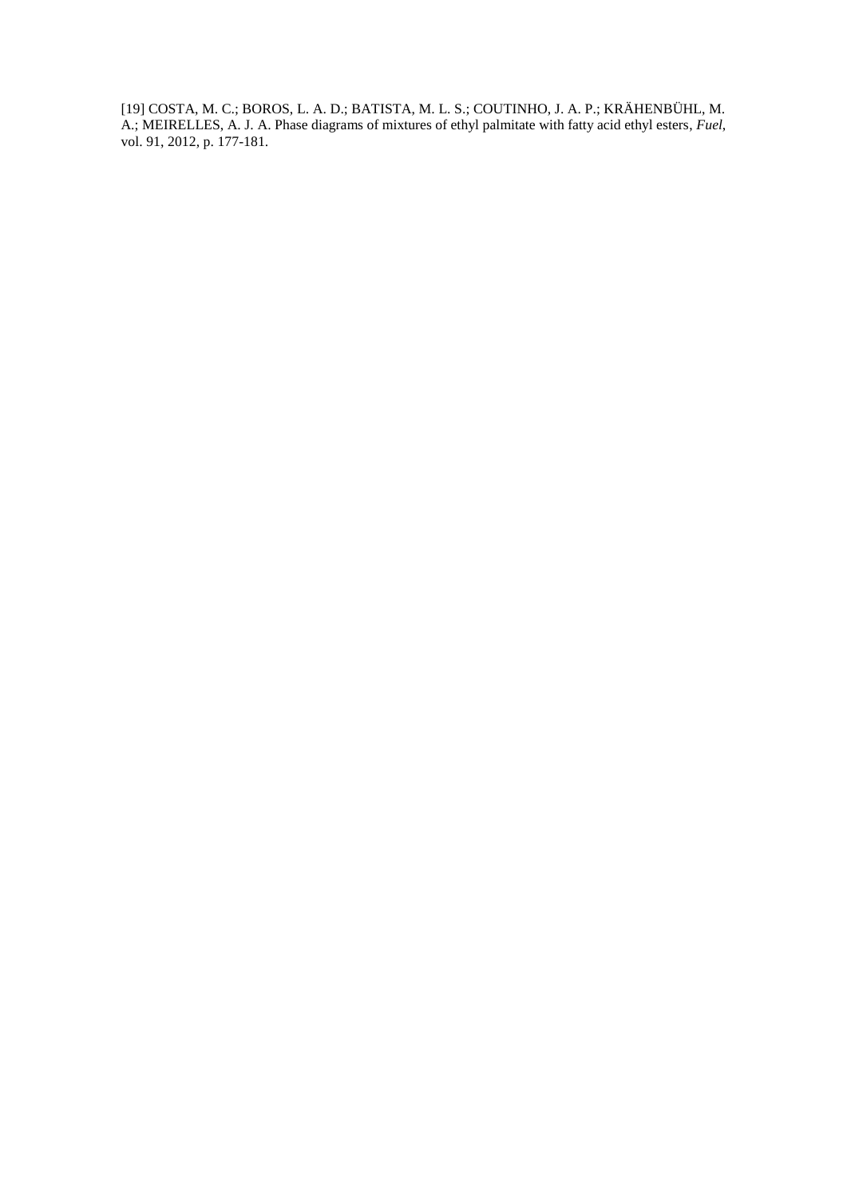[19] COSTA, M. C.; BOROS, L. A. D.; BATISTA, M. L. S.; COUTINHO, J. A. P.; KRÄHENBÜHL, M. A.; MEIRELLES, A. J. A. Phase diagrams of mixtures of ethyl palmitate with fatty acid ethyl esters, *Fuel*, vol. 91, 2012, p. 177-181.